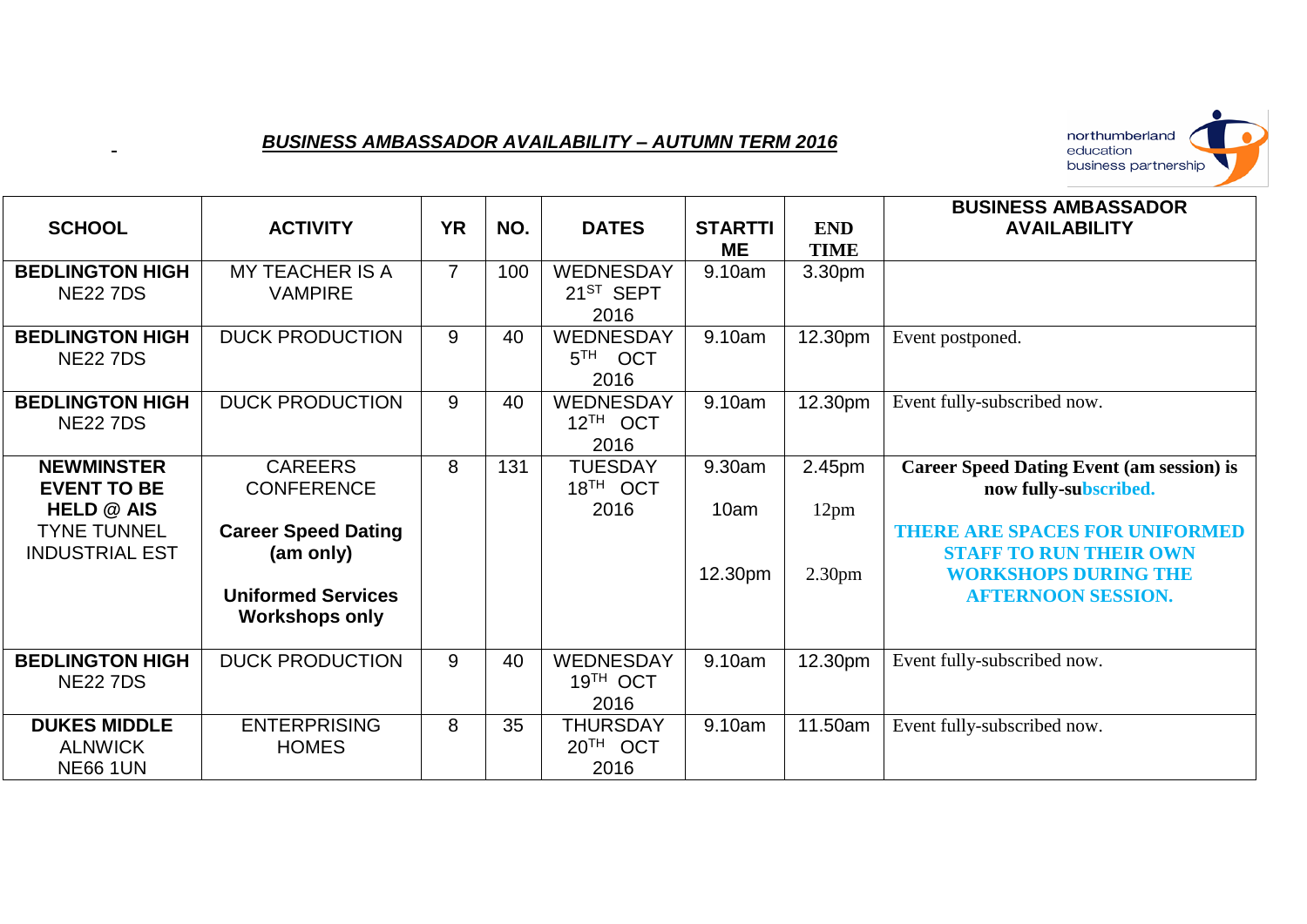***BUSINESS AMBASSADOR AVAILABILITY – AUTUMN TERM 2016***

northumberland education business partnership

| SCHOOL | ACTIVITY | YR | NO. | DATES | STARTTIME | END TIME | BUSINESS AMBASSADOR AVAILABILITY |
|---|---|---|---|---|---|---|---|
| **BEDLINGTON HIGH** NE22 7DS | MY TEACHER IS A VAMPIRE | 7 | 100 | WEDNESDAY 21ST SEPT 2016 | 9.10am | 3.30pm | |
| **BEDLINGTON HIGH** NE22 7DS | DUCK PRODUCTION | 9 | 40 | WEDNESDAY 5TH OCT 2016 | 9.10am | 12.30pm | Event postponed. |
| **BEDLINGTON HIGH** NE22 7DS | DUCK PRODUCTION | 9 | 40 | WEDNESDAY 12TH OCT 2016 | 9.10am | 12.30pm | Event fully-subscribed now. |
| **NEWMINSTER EVENT TO BE HELD @ AIS** TYNE TUNNEL INDUSTRIAL EST | CAREERS CONFERENCE<br>**Career Speed Dating (am only)**<br>**Uniformed Services Workshops only** | 8 | 131 | TUESDAY 18TH OCT 2016 | 9.30am<br>10am<br>12.30pm | 2.45pm<br>12pm<br>2.30pm | **Career Speed Dating Event (am session) is now fully-subscribed.**<br>**THERE ARE SPACES FOR UNIFORMED STAFF TO RUN THEIR OWN WORKSHOPS DURING THE AFTERNOON SESSION.** |
| **BEDLINGTON HIGH** NE22 7DS | DUCK PRODUCTION | 9 | 40 | WEDNESDAY 19TH OCT 2016 | 9.10am | 12.30pm | Event fully-subscribed now. |
| **DUKES MIDDLE** ALNWICK NE66 1UN | ENTERPRISING HOMES | 8 | 35 | THURSDAY 20TH OCT 2016 | 9.10am | 11.50am | Event fully-subscribed now. |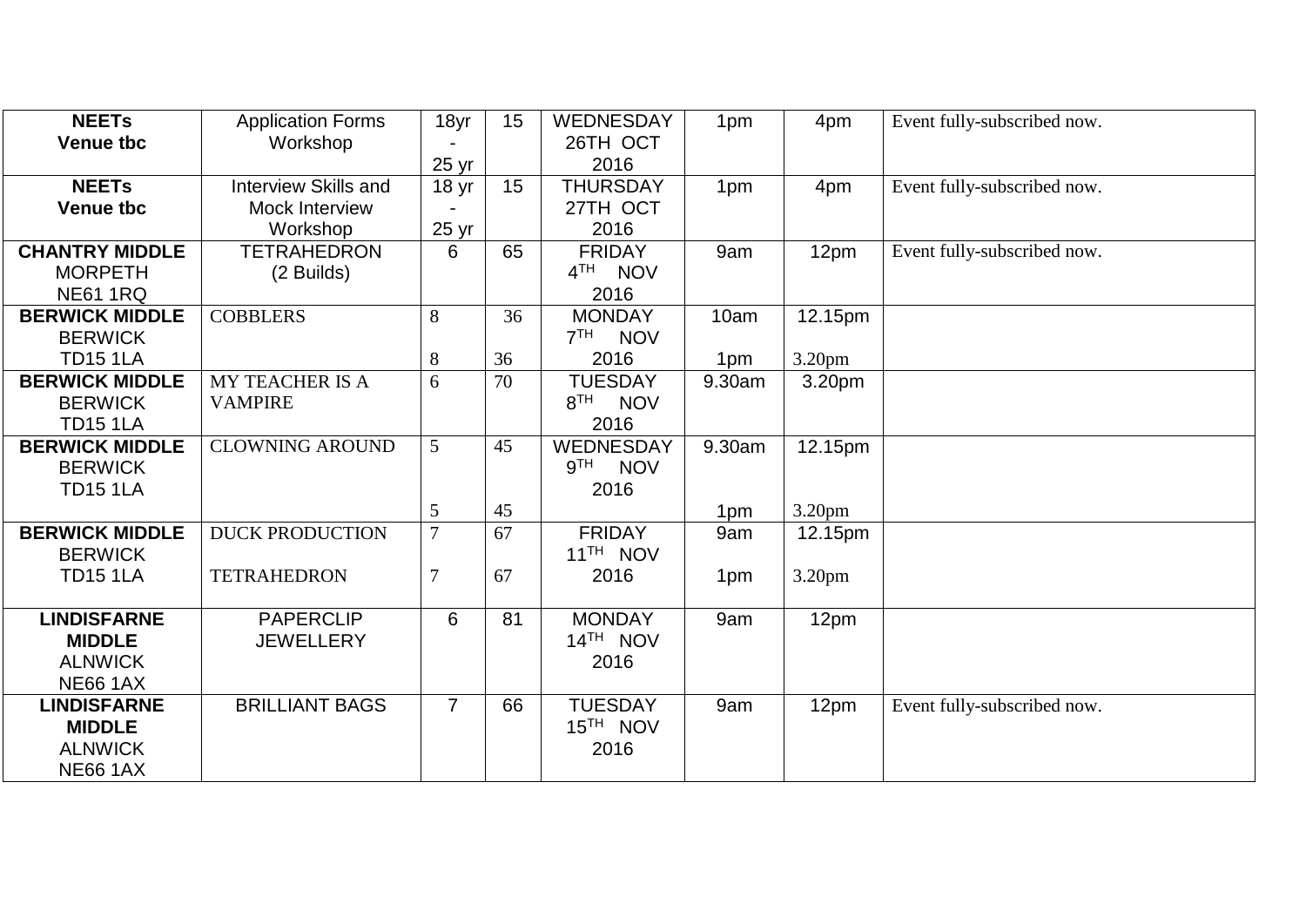| | | | | | | | |
|---|---|---|---|---|---|---|---|
| **NEETs**<br>**Venue tbc** | Application Forms Workshop | 18yr - 25 yr | 15 | WEDNESDAY 26TH OCT 2016 | 1pm | 4pm | Event fully-subscribed now. |
| **NEETs**<br>**Venue tbc** | Interview Skills and Mock Interview Workshop | 18 yr - 25 yr | 15 | THURSDAY 27TH OCT 2016 | 1pm | 4pm | Event fully-subscribed now. |
| **CHANTRY MIDDLE**<br>MORPETH<br>NE61 1RQ | TETRAHEDRON (2 Builds) | 6 | 65 | FRIDAY 4TH NOV 2016 | 9am | 12pm | Event fully-subscribed now. |
| **BERWICK MIDDLE**<br>BERWICK<br>TD15 1LA | COBBLERS | 8<br>8 | 36<br>36 | MONDAY 7TH NOV 2016 | 10am<br>1pm | 12.15pm<br>3.20pm | |
| **BERWICK MIDDLE**<br>BERWICK<br>TD15 1LA | MY TEACHER IS A VAMPIRE | 6 | 70 | TUESDAY 8TH NOV 2016 | 9.30am | 3.20pm | |
| **BERWICK MIDDLE**<br>BERWICK<br>TD15 1LA | CLOWNING AROUND | 5<br>5 | 45<br>45 | WEDNESDAY 9TH NOV 2016 | 9.30am<br>1pm | 12.15pm<br>3.20pm | |
| **BERWICK MIDDLE**<br>BERWICK<br>TD15 1LA | DUCK PRODUCTION<br>TETRAHEDRON | 7<br>7 | 67<br>67 | FRIDAY 11TH NOV 2016 | 9am<br>1pm | 12.15pm<br>3.20pm | |
| **LINDISFARNE MIDDLE**<br>ALNWICK<br>NE66 1AX | PAPERCLIP JEWELLERY | 6 | 81 | MONDAY 14TH NOV 2016 | 9am | 12pm | |
| **LINDISFARNE MIDDLE**<br>ALNWICK<br>NE66 1AX | BRILLIANT BAGS | 7 | 66 | TUESDAY 15TH NOV 2016 | 9am | 12pm | Event fully-subscribed now. |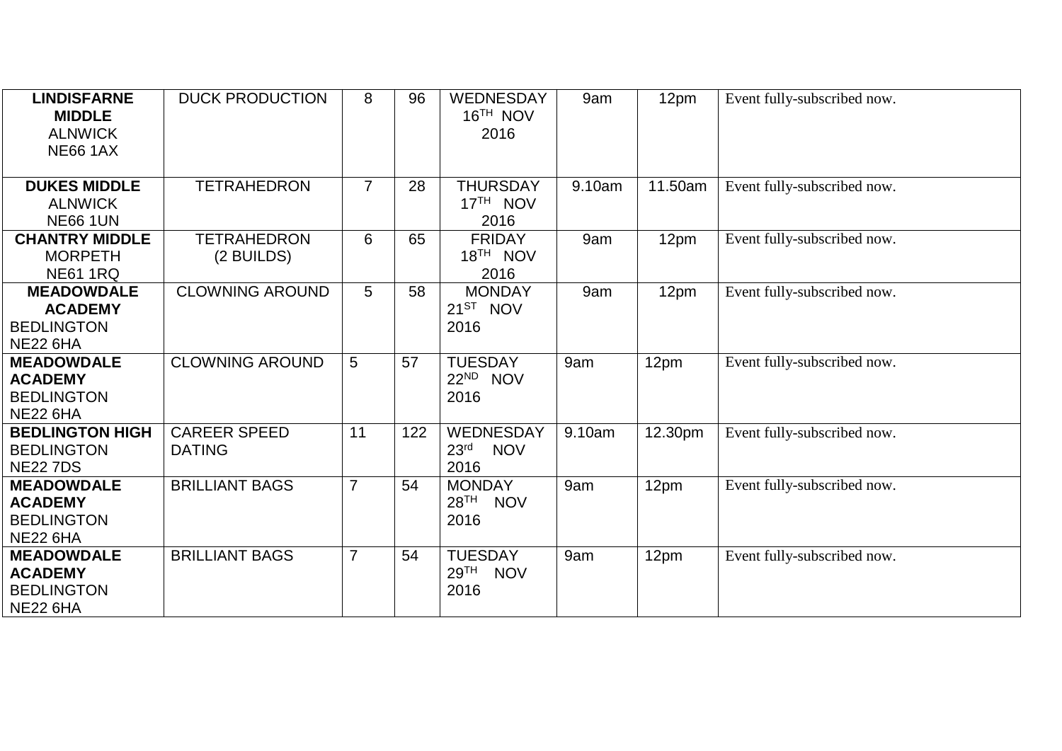| **LINDISFARNE MIDDLE** ALNWICK NE66 1AX | DUCK PRODUCTION | 8 | 96 | WEDNESDAY 16TH NOV 2016 | 9am | 12pm | Event fully-subscribed now. |
|---|---|---|---|---|---|---|---|
| **DUKES MIDDLE** ALNWICK NE66 1UN | TETRAHEDRON | 7 | 28 | THURSDAY 17TH NOV 2016 | 9.10am | 11.50am | Event fully-subscribed now. |
| **CHANTRY MIDDLE** MORPETH NE61 1RQ | TETRAHEDRON (2 BUILDS) | 6 | 65 | FRIDAY 18TH NOV 2016 | 9am | 12pm | Event fully-subscribed now. |
| **MEADOWDALE ACADEMY** BEDLINGTON NE22 6HA | CLOWNING AROUND | 5 | 58 | MONDAY 21ST NOV 2016 | 9am | 12pm | Event fully-subscribed now. |
| **MEADOWDALE ACADEMY** BEDLINGTON NE22 6HA | CLOWNING AROUND | 5 | 57 | TUESDAY 22ND NOV 2016 | 9am | 12pm | Event fully-subscribed now. |
| **BEDLINGTON HIGH** BEDLINGTON NE22 7DS | CAREER SPEED DATING | 11 | 122 | WEDNESDAY 23rd NOV 2016 | 9.10am | 12.30pm | Event fully-subscribed now. |
| **MEADOWDALE ACADEMY** BEDLINGTON NE22 6HA | BRILLIANT BAGS | 7 | 54 | MONDAY 28TH NOV 2016 | 9am | 12pm | Event fully-subscribed now. |
| **MEADOWDALE ACADEMY** BEDLINGTON NE22 6HA | BRILLIANT BAGS | 7 | 54 | TUESDAY 29TH NOV 2016 | 9am | 12pm | Event fully-subscribed now. |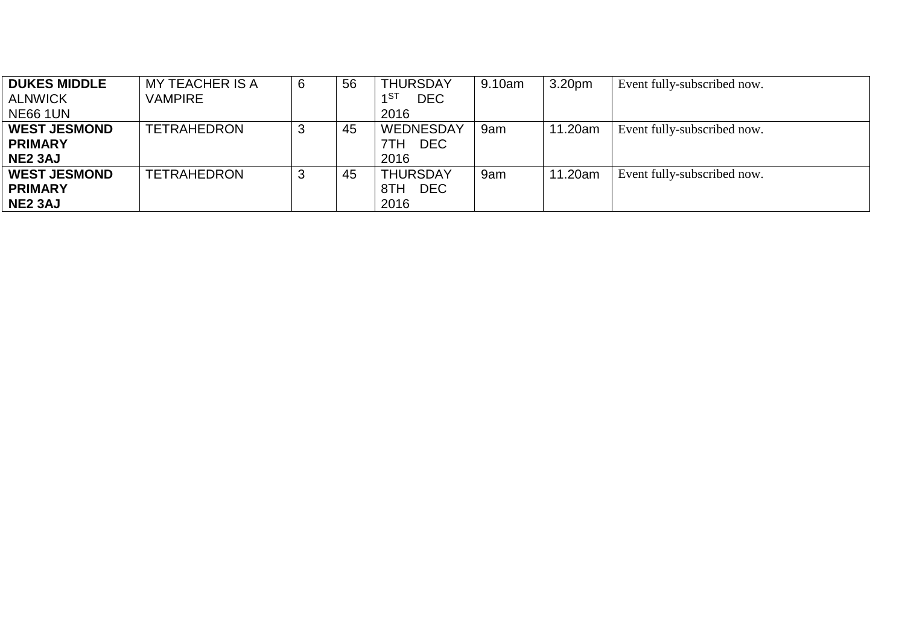| | | | | | | | |
|---|---|---|---|---|---|---|---|
| **DUKES MIDDLE** ALNWICK NE66 1UN | MY TEACHER IS A VAMPIRE | 6 | 56 | THURSDAY 1ST DEC 2016 | 9.10am | 3.20pm | Event fully-subscribed now. |
| **WEST JESMOND PRIMARY NE2 3AJ** | TETRAHEDRON | 3 | 45 | WEDNESDAY 7TH DEC 2016 | 9am | 11.20am | Event fully-subscribed now. |
| **WEST JESMOND PRIMARY NE2 3AJ** | TETRAHEDRON | 3 | 45 | THURSDAY 8TH DEC 2016 | 9am | 11.20am | Event fully-subscribed now. |